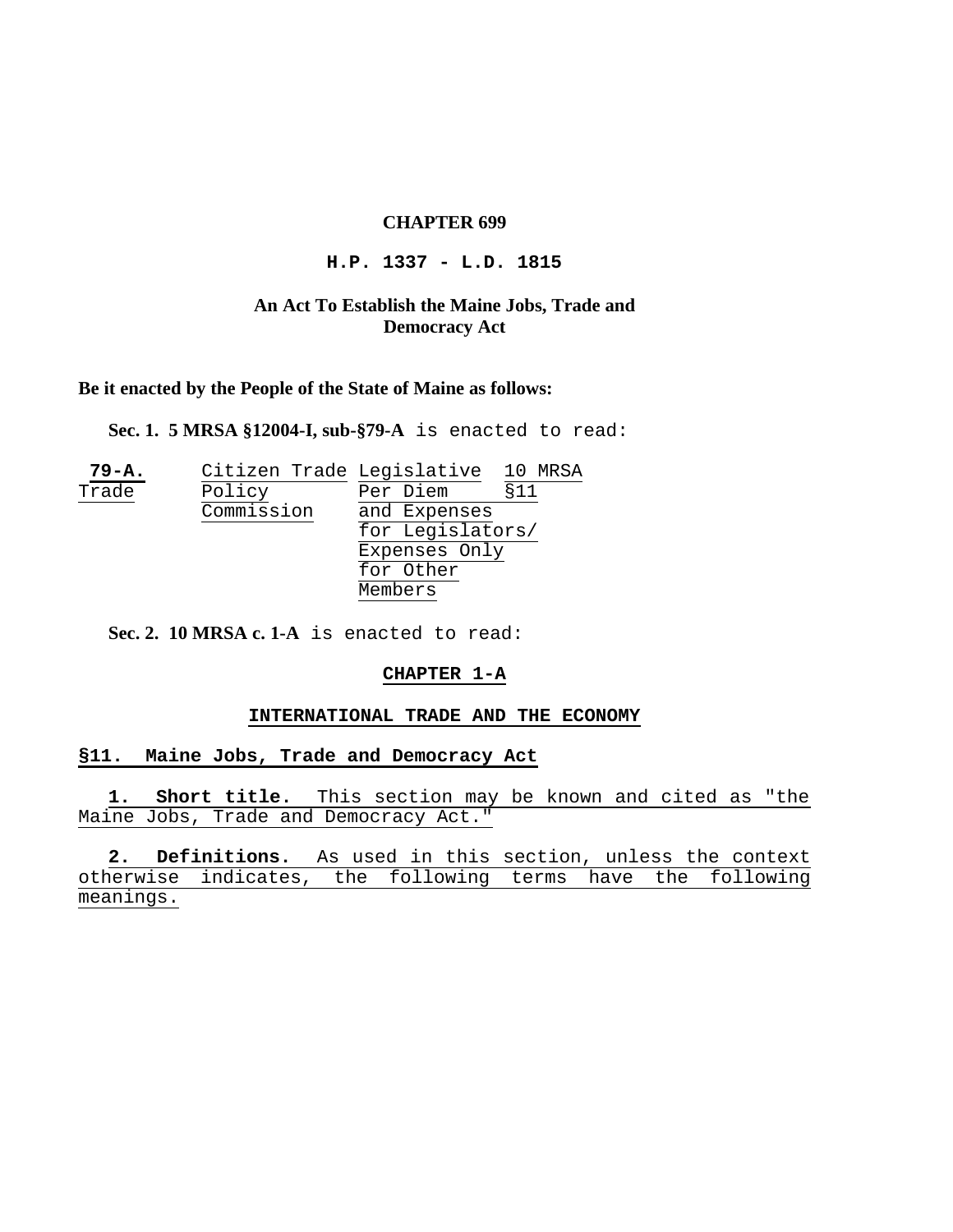# CHAPTER 699

## H.P. 1337 - L.D. 1815

## An Act To Establish the Maine Jobs, Trade and Democracy Act

**Be it enacted by the People of the State of Maine as follows:**

**Sec. 1. 5 MRSA §12004-I, sub-§79-A** is enacted to read:

| **79-A.** Trade | Citizen Trade Policy Commission | Legislative Per Diem and Expenses for Legislators/ Expenses Only for Other Members | 10 MRSA §11 |
|---|---|---|---|

**Sec. 2. 10 MRSA c. 1-A** is enacted to read:

## CHAPTER 1-A

## INTERNATIONAL TRADE AND THE ECONOMY

### §11. Maine Jobs, Trade and Democracy Act

**1. Short title.** This section may be known and cited as "the Maine Jobs, Trade and Democracy Act."

**2. Definitions.** As used in this section, unless the context otherwise indicates, the following terms have the following meanings.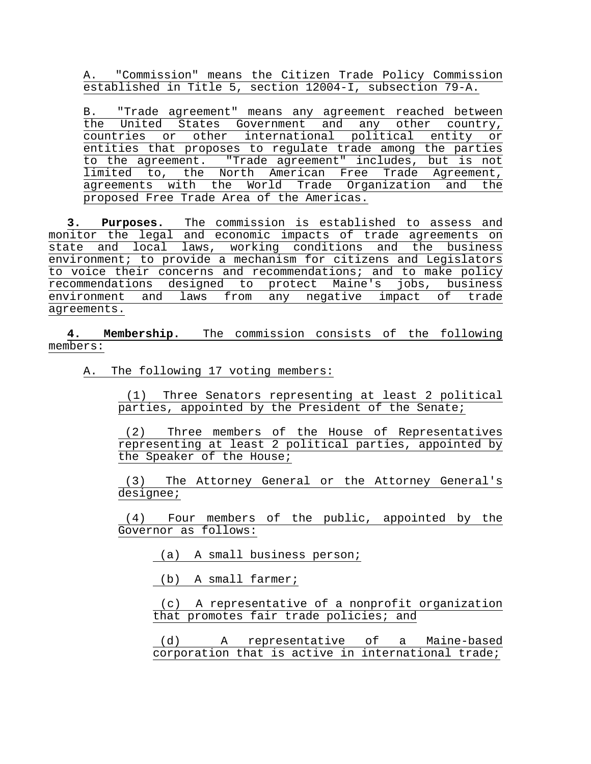A. "Commission" means the Citizen Trade Policy Commission established in Title 5, section 12004-I, subsection 79-A.

B. "Trade agreement" means any agreement reached between the United States Government and any other country, countries or other international political entity or entities that proposes to regulate trade among the parties to the agreement. "Trade agreement" includes, but is not limited to, the North American Free Trade Agreement, agreements with the World Trade Organization and the proposed Free Trade Area of the Americas.

**3. Purposes.** The commission is established to assess and monitor the legal and economic impacts of trade agreements on state and local laws, working conditions and the business environment; to provide a mechanism for citizens and Legislators to voice their concerns and recommendations; and to make policy recommendations designed to protect Maine's jobs, business environment and laws from any negative impact of trade agreements.

**4. Membership.** The commission consists of the following members:

A. The following 17 voting members:

(1) Three Senators representing at least 2 political parties, appointed by the President of the Senate;

(2) Three members of the House of Representatives representing at least 2 political parties, appointed by the Speaker of the House;

(3) The Attorney General or the Attorney General's designee;

(4) Four members of the public, appointed by the Governor as follows:

(a) A small business person;

(b) A small farmer;

(c) A representative of a nonprofit organization that promotes fair trade policies; and

(d) A representative of a Maine-based corporation that is active in international trade;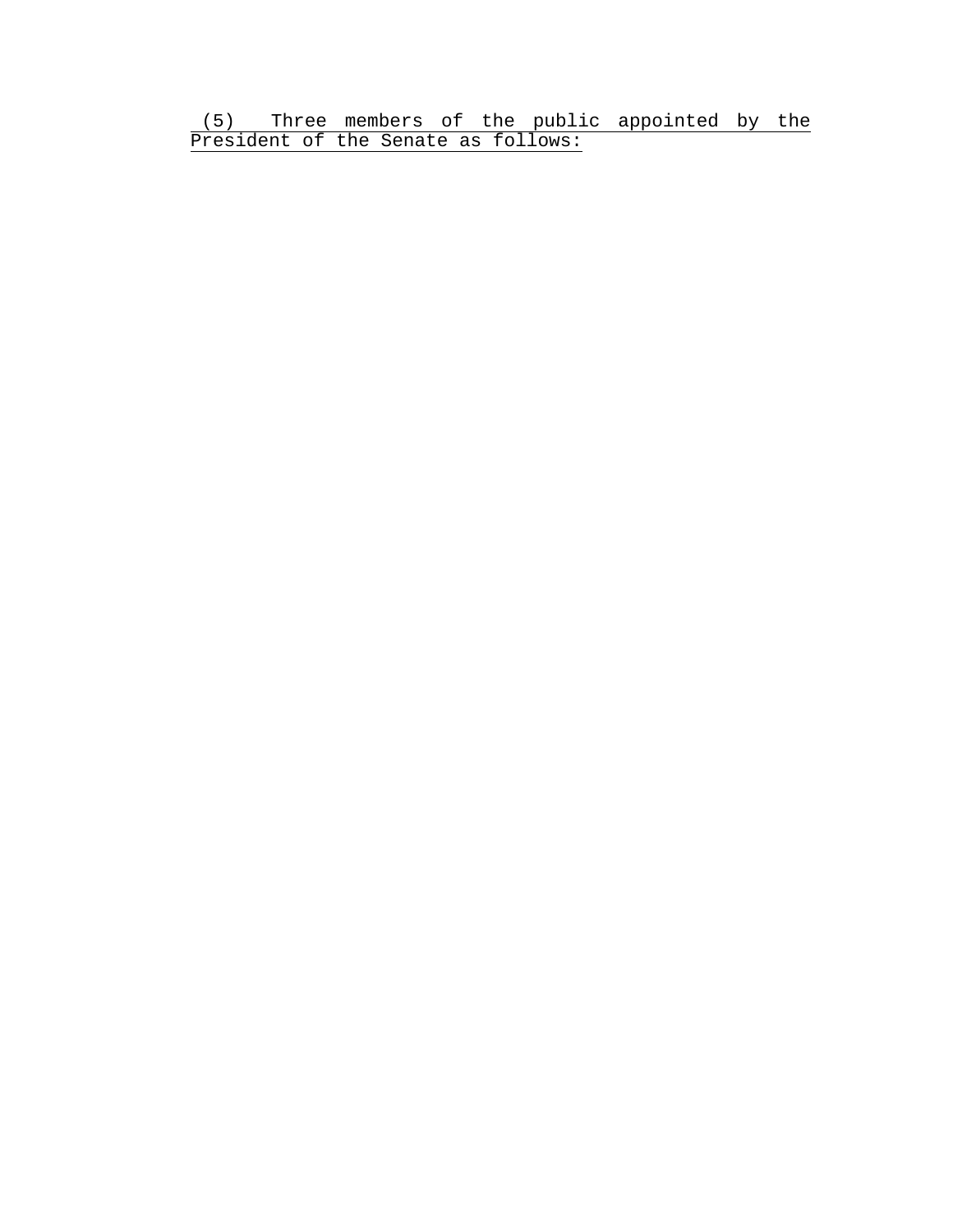<u>(5) Three members of the public appointed by the President of the Senate as follows:</u>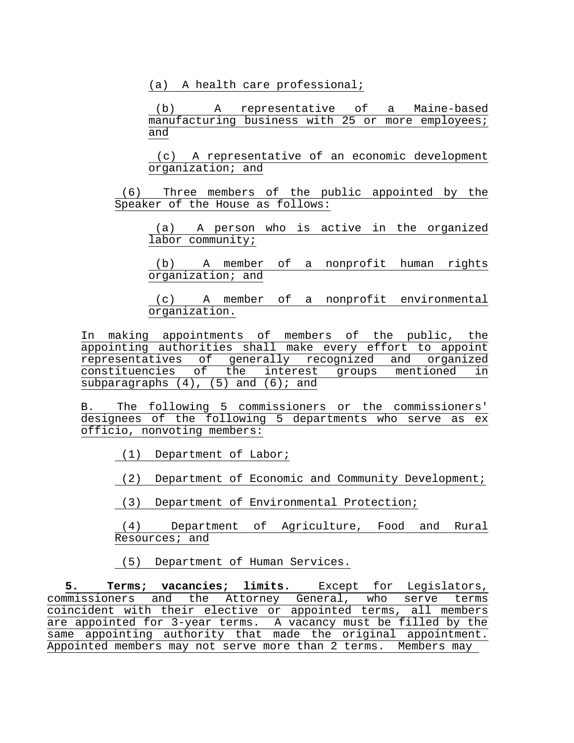(a) A health care professional;

(b) A representative of a Maine-based manufacturing business with 25 or more employees; and

(c) A representative of an economic development organization; and

(6) Three members of the public appointed by the Speaker of the House as follows:

(a) A person who is active in the organized labor community;

(b) A member of a nonprofit human rights organization; and

(c) A member of a nonprofit environmental organization.

In making appointments of members of the public, the appointing authorities shall make every effort to appoint representatives of generally recognized and organized constituencies of the interest groups mentioned in subparagraphs (4), (5) and (6); and

B. The following 5 commissioners or the commissioners' designees of the following 5 departments who serve as ex officio, nonvoting members:

(1) Department of Labor;

(2) Department of Economic and Community Development;

(3) Department of Environmental Protection;

(4) Department of Agriculture, Food and Rural Resources; and

(5) Department of Human Services.

**5. Terms; vacancies; limits.** Except for Legislators, commissioners and the Attorney General, who serve terms coincident with their elective or appointed terms, all members are appointed for 3-year terms. A vacancy must be filled by the same appointing authority that made the original appointment. Appointed members may not serve more than 2 terms. Members may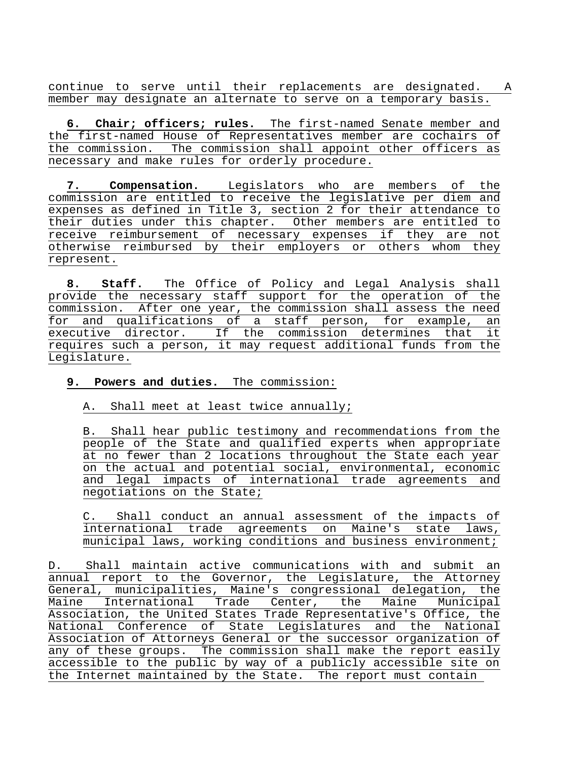continue to serve until their replacements are designated. A member may designate an alternate to serve on a temporary basis.

**6. Chair; officers; rules.** The first-named Senate member and the first-named House of Representatives member are cochairs of the commission. The commission shall appoint other officers as necessary and make rules for orderly procedure.

**7. Compensation.** Legislators who are members of the commission are entitled to receive the legislative per diem and expenses as defined in Title 3, section 2 for their attendance to their duties under this chapter. Other members are entitled to receive reimbursement of necessary expenses if they are not otherwise reimbursed by their employers or others whom they represent.

**8. Staff.** The Office of Policy and Legal Analysis shall provide the necessary staff support for the operation of the commission. After one year, the commission shall assess the need for and qualifications of a staff person, for example, an executive director. If the commission determines that it requires such a person, it may request additional funds from the Legislature.

**9. Powers and duties.** The commission:

A. Shall meet at least twice annually;

B. Shall hear public testimony and recommendations from the people of the State and qualified experts when appropriate at no fewer than 2 locations throughout the State each year on the actual and potential social, environmental, economic and legal impacts of international trade agreements and negotiations on the State;

C. Shall conduct an annual assessment of the impacts of international trade agreements on Maine's state laws, municipal laws, working conditions and business environment;

D. Shall maintain active communications with and submit an annual report to the Governor, the Legislature, the Attorney General, municipalities, Maine's congressional delegation, the Maine International Trade Center, the Maine Municipal Association, the United States Trade Representative's Office, the National Conference of State Legislatures and the National Association of Attorneys General or the successor organization of any of these groups. The commission shall make the report easily accessible to the public by way of a publicly accessible site on the Internet maintained by the State. The report must contain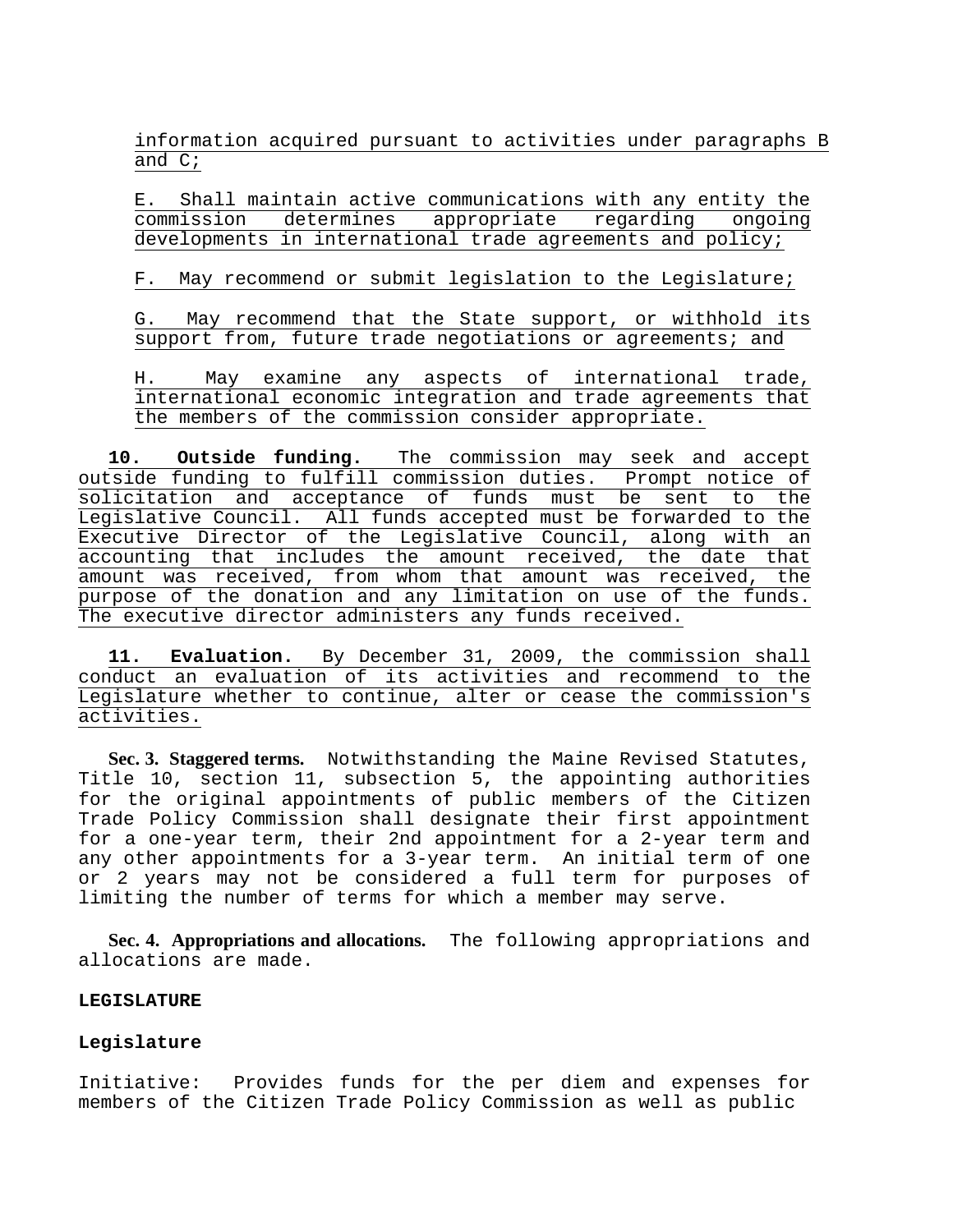information acquired pursuant to activities under paragraphs B and C;

E. Shall maintain active communications with any entity the commission determines appropriate regarding ongoing developments in international trade agreements and policy;

F. May recommend or submit legislation to the Legislature;

G. May recommend that the State support, or withhold its support from, future trade negotiations or agreements; and

H. May examine any aspects of international trade, international economic integration and trade agreements that the members of the commission consider appropriate.

**10. Outside funding.** The commission may seek and accept outside funding to fulfill commission duties. Prompt notice of solicitation and acceptance of funds must be sent to the Legislative Council. All funds accepted must be forwarded to the Executive Director of the Legislative Council, along with an accounting that includes the amount received, the date that amount was received, from whom that amount was received, the purpose of the donation and any limitation on use of the funds. The executive director administers any funds received.

**11. Evaluation.** By December 31, 2009, the commission shall conduct an evaluation of its activities and recommend to the Legislature whether to continue, alter or cease the commission's activities.

**Sec. 3. Staggered terms.** Notwithstanding the Maine Revised Statutes, Title 10, section 11, subsection 5, the appointing authorities for the original appointments of public members of the Citizen Trade Policy Commission shall designate their first appointment for a one-year term, their 2nd appointment for a 2-year term and any other appointments for a 3-year term. An initial term of one or 2 years may not be considered a full term for purposes of limiting the number of terms for which a member may serve.

**Sec. 4. Appropriations and allocations.** The following appropriations and allocations are made.

**LEGISLATURE**

**Legislature**

Initiative: Provides funds for the per diem and expenses for members of the Citizen Trade Policy Commission as well as public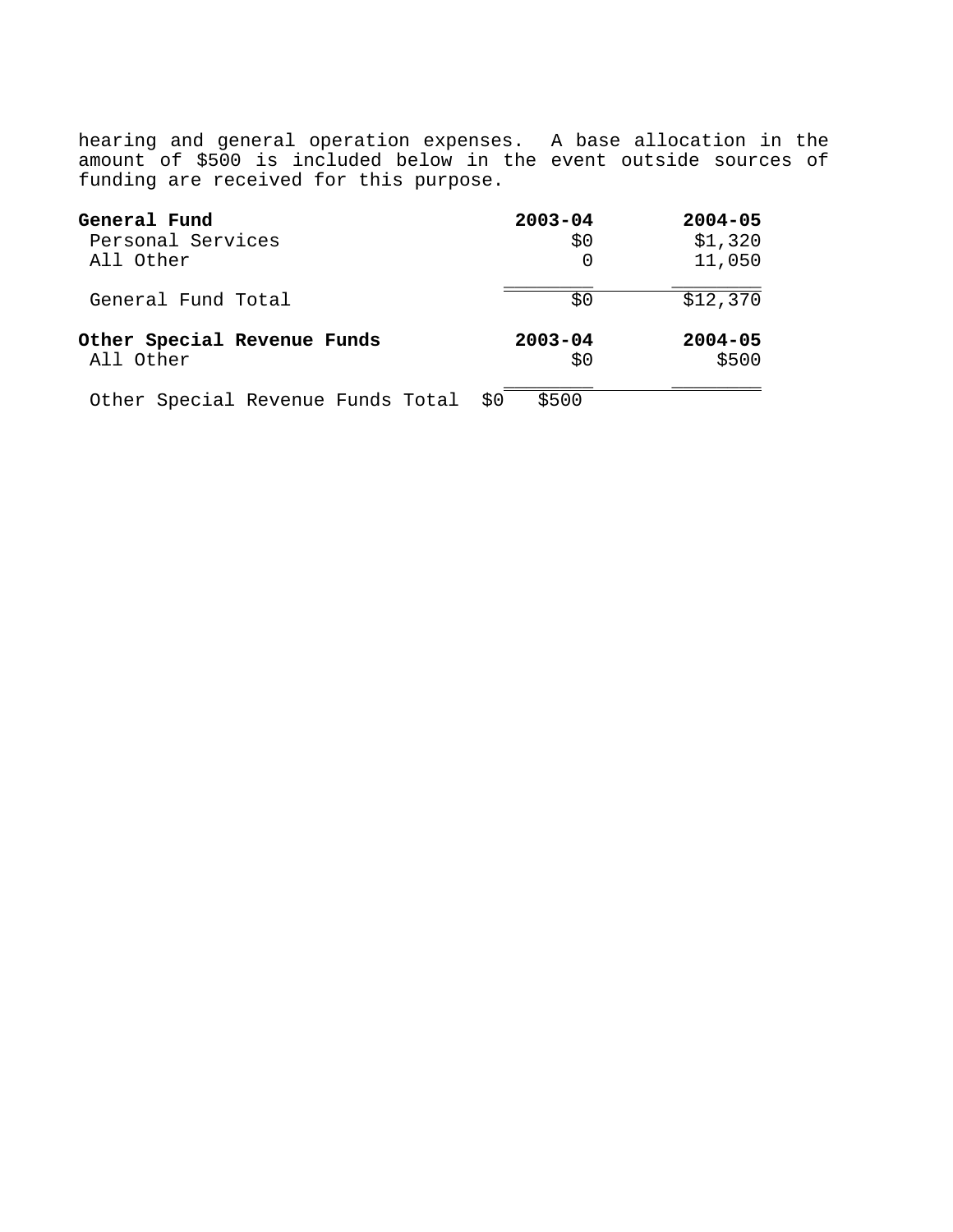hearing and general operation expenses. A base allocation in the amount of $500 is included below in the event outside sources of funding are received for this purpose.

| **General Fund** | **2003-04** | **2004-05** |
| --- | --- | --- |
| Personal Services | $0 | $1,320 |
| All Other | 0 | 11,050 |
| General Fund Total | $0 | $12,370 |

| **Other Special Revenue Funds** | **2003-04** | **2004-05** |
| --- | --- | --- |
| All Other | $0 | $500 |
| Other Special Revenue Funds Total | $0 | $500 |